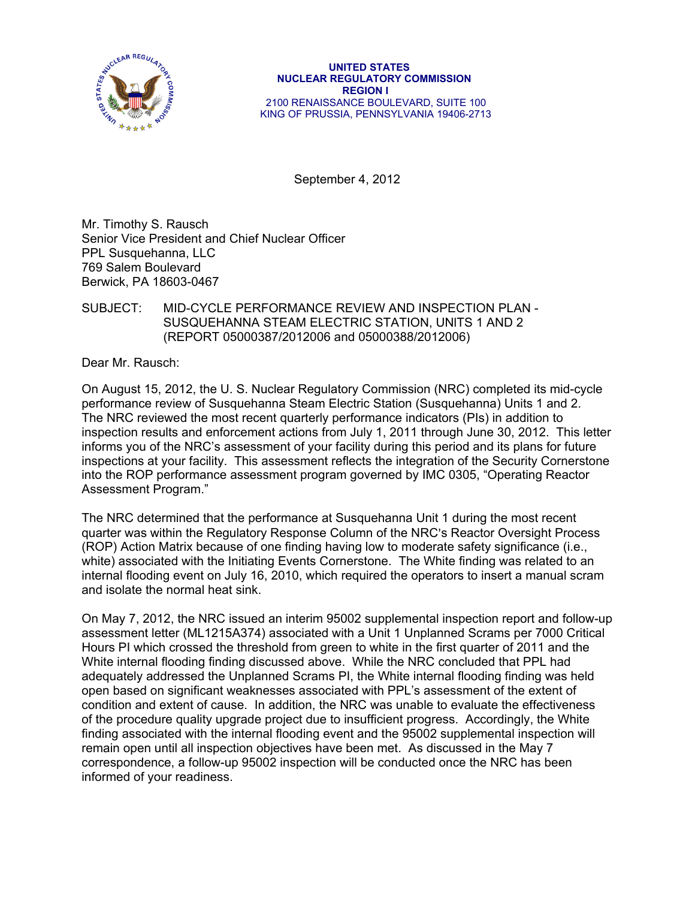UNITED STATES
NUCLEAR REGULATORY COMMISSION
REGION I
2100 RENAISSANCE BOULEVARD, SUITE 100
KING OF PRUSSIA, PENNSYLVANIA 19406-2713

September 4, 2012

Mr. Timothy S. Rausch
Senior Vice President and Chief Nuclear Officer
PPL Susquehanna, LLC
769 Salem Boulevard
Berwick, PA 18603-0467

SUBJECT: MID-CYCLE PERFORMANCE REVIEW AND INSPECTION PLAN - SUSQUEHANNA STEAM ELECTRIC STATION, UNITS 1 AND 2 (REPORT 05000387/2012006 and 05000388/2012006)

Dear Mr. Rausch:

On August 15, 2012, the U. S. Nuclear Regulatory Commission (NRC) completed its mid-cycle performance review of Susquehanna Steam Electric Station (Susquehanna) Units 1 and 2. The NRC reviewed the most recent quarterly performance indicators (PIs) in addition to inspection results and enforcement actions from July 1, 2011 through June 30, 2012. This letter informs you of the NRC's assessment of your facility during this period and its plans for future inspections at your facility. This assessment reflects the integration of the Security Cornerstone into the ROP performance assessment program governed by IMC 0305, "Operating Reactor Assessment Program."

The NRC determined that the performance at Susquehanna Unit 1 during the most recent quarter was within the Regulatory Response Column of the NRC's Reactor Oversight Process (ROP) Action Matrix because of one finding having low to moderate safety significance (i.e., white) associated with the Initiating Events Cornerstone. The White finding was related to an internal flooding event on July 16, 2010, which required the operators to insert a manual scram and isolate the normal heat sink.

On May 7, 2012, the NRC issued an interim 95002 supplemental inspection report and follow-up assessment letter (ML1215A374) associated with a Unit 1 Unplanned Scrams per 7000 Critical Hours PI which crossed the threshold from green to white in the first quarter of 2011 and the White internal flooding finding discussed above. While the NRC concluded that PPL had adequately addressed the Unplanned Scrams PI, the White internal flooding finding was held open based on significant weaknesses associated with PPL's assessment of the extent of condition and extent of cause. In addition, the NRC was unable to evaluate the effectiveness of the procedure quality upgrade project due to insufficient progress. Accordingly, the White finding associated with the internal flooding event and the 95002 supplemental inspection will remain open until all inspection objectives have been met. As discussed in the May 7 correspondence, a follow-up 95002 inspection will be conducted once the NRC has been informed of your readiness.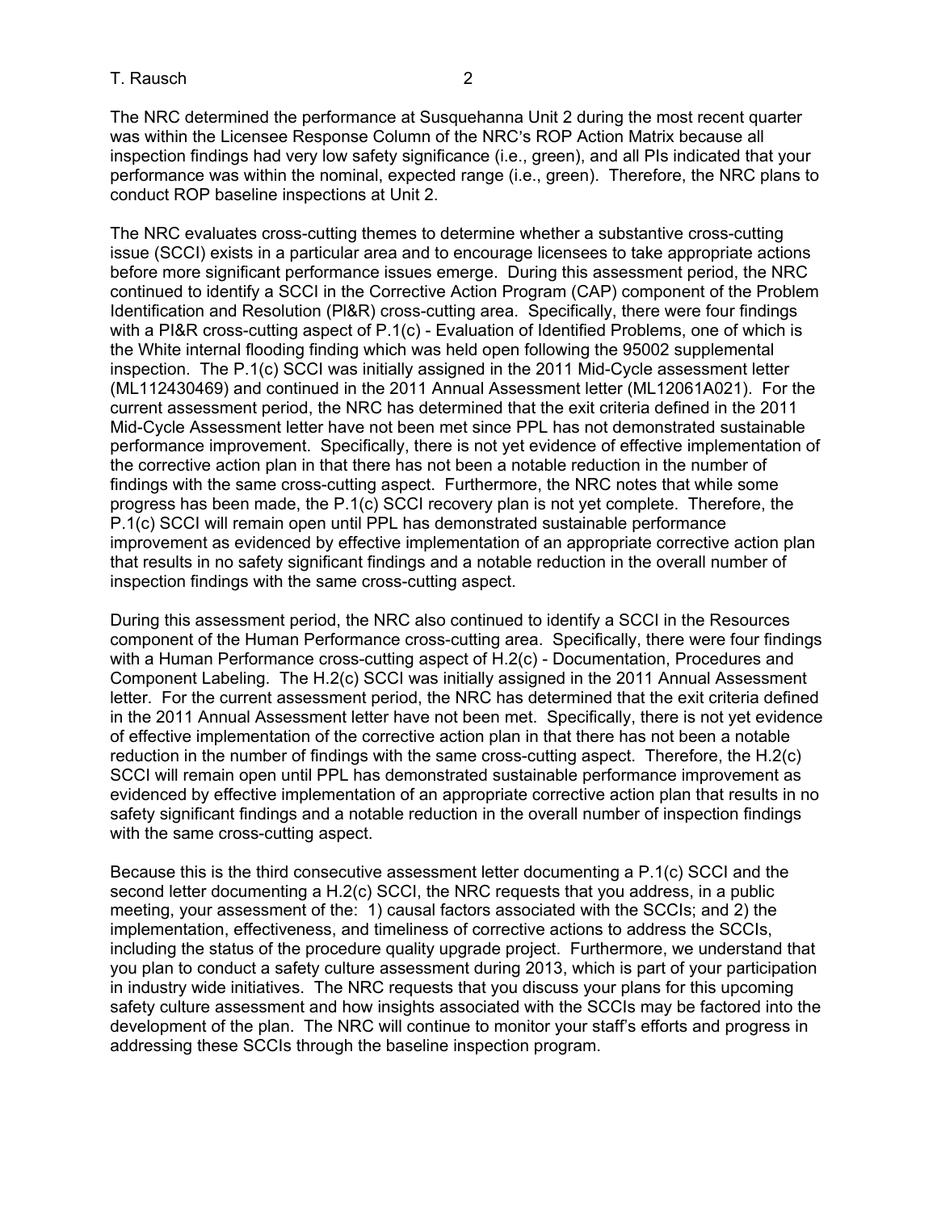The NRC determined the performance at Susquehanna Unit 2 during the most recent quarter was within the Licensee Response Column of the NRC's ROP Action Matrix because all inspection findings had very low safety significance (i.e., green), and all PIs indicated that your performance was within the nominal, expected range (i.e., green). Therefore, the NRC plans to conduct ROP baseline inspections at Unit 2.

The NRC evaluates cross-cutting themes to determine whether a substantive cross-cutting issue (SCCI) exists in a particular area and to encourage licensees to take appropriate actions before more significant performance issues emerge. During this assessment period, the NRC continued to identify a SCCI in the Corrective Action Program (CAP) component of the Problem Identification and Resolution (PI&R) cross-cutting area. Specifically, there were four findings with a PI&R cross-cutting aspect of P.1(c) - Evaluation of Identified Problems, one of which is the White internal flooding finding which was held open following the 95002 supplemental inspection. The P.1(c) SCCI was initially assigned in the 2011 Mid-Cycle assessment letter (ML112430469) and continued in the 2011 Annual Assessment letter (ML12061A021). For the current assessment period, the NRC has determined that the exit criteria defined in the 2011 Mid-Cycle Assessment letter have not been met since PPL has not demonstrated sustainable performance improvement. Specifically, there is not yet evidence of effective implementation of the corrective action plan in that there has not been a notable reduction in the number of findings with the same cross-cutting aspect. Furthermore, the NRC notes that while some progress has been made, the P.1(c) SCCI recovery plan is not yet complete. Therefore, the P.1(c) SCCI will remain open until PPL has demonstrated sustainable performance improvement as evidenced by effective implementation of an appropriate corrective action plan that results in no safety significant findings and a notable reduction in the overall number of inspection findings with the same cross-cutting aspect.

During this assessment period, the NRC also continued to identify a SCCI in the Resources component of the Human Performance cross-cutting area. Specifically, there were four findings with a Human Performance cross-cutting aspect of H.2(c) - Documentation, Procedures and Component Labeling. The H.2(c) SCCI was initially assigned in the 2011 Annual Assessment letter. For the current assessment period, the NRC has determined that the exit criteria defined in the 2011 Annual Assessment letter have not been met. Specifically, there is not yet evidence of effective implementation of the corrective action plan in that there has not been a notable reduction in the number of findings with the same cross-cutting aspect. Therefore, the H.2(c) SCCI will remain open until PPL has demonstrated sustainable performance improvement as evidenced by effective implementation of an appropriate corrective action plan that results in no safety significant findings and a notable reduction in the overall number of inspection findings with the same cross-cutting aspect.

Because this is the third consecutive assessment letter documenting a P.1(c) SCCI and the second letter documenting a H.2(c) SCCI, the NRC requests that you address, in a public meeting, your assessment of the: 1) causal factors associated with the SCCIs; and 2) the implementation, effectiveness, and timeliness of corrective actions to address the SCCIs, including the status of the procedure quality upgrade project. Furthermore, we understand that you plan to conduct a safety culture assessment during 2013, which is part of your participation in industry wide initiatives. The NRC requests that you discuss your plans for this upcoming safety culture assessment and how insights associated with the SCCIs may be factored into the development of the plan. The NRC will continue to monitor your staff's efforts and progress in addressing these SCCIs through the baseline inspection program.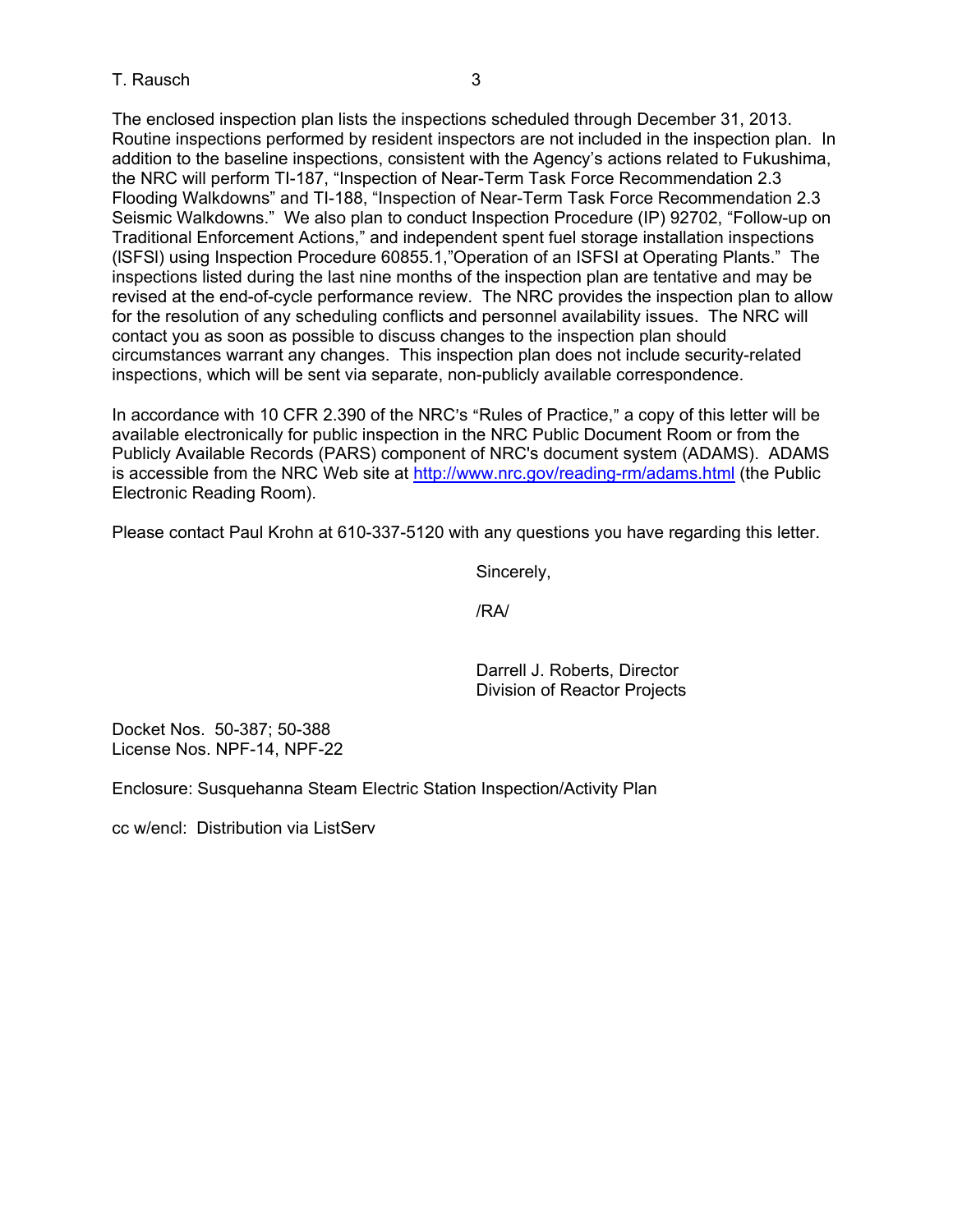The enclosed inspection plan lists the inspections scheduled through December 31, 2013. Routine inspections performed by resident inspectors are not included in the inspection plan. In addition to the baseline inspections, consistent with the Agency's actions related to Fukushima, the NRC will perform TI-187, "Inspection of Near-Term Task Force Recommendation 2.3 Flooding Walkdowns" and TI-188, "Inspection of Near-Term Task Force Recommendation 2.3 Seismic Walkdowns." We also plan to conduct Inspection Procedure (IP) 92702, "Follow-up on Traditional Enforcement Actions," and independent spent fuel storage installation inspections (ISFSI) using Inspection Procedure 60855.1,"Operation of an ISFSI at Operating Plants." The inspections listed during the last nine months of the inspection plan are tentative and may be revised at the end-of-cycle performance review. The NRC provides the inspection plan to allow for the resolution of any scheduling conflicts and personnel availability issues. The NRC will contact you as soon as possible to discuss changes to the inspection plan should circumstances warrant any changes. This inspection plan does not include security-related inspections, which will be sent via separate, non-publicly available correspondence.

In accordance with 10 CFR 2.390 of the NRC's "Rules of Practice," a copy of this letter will be available electronically for public inspection in the NRC Public Document Room or from the Publicly Available Records (PARS) component of NRC's document system (ADAMS). ADAMS is accessible from the NRC Web site at http://www.nrc.gov/reading-rm/adams.html (the Public Electronic Reading Room).

Please contact Paul Krohn at 610-337-5120 with any questions you have regarding this letter.

Sincerely,

/RA/

Darrell J. Roberts, Director
Division of Reactor Projects

Docket Nos. 50-387; 50-388
License Nos. NPF-14, NPF-22

Enclosure: Susquehanna Steam Electric Station Inspection/Activity Plan

cc w/encl: Distribution via ListServ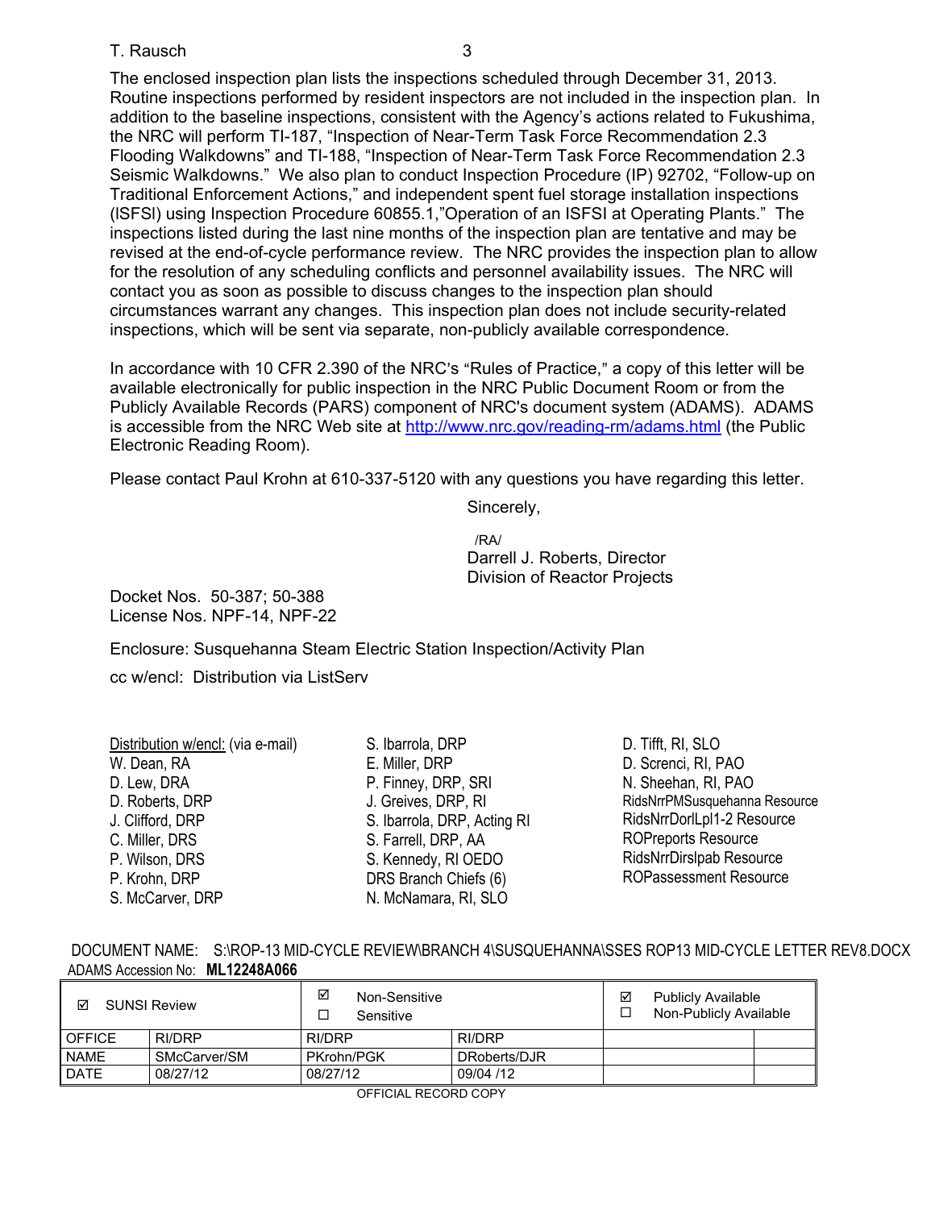The enclosed inspection plan lists the inspections scheduled through December 31, 2013. Routine inspections performed by resident inspectors are not included in the inspection plan. In addition to the baseline inspections, consistent with the Agency's actions related to Fukushima, the NRC will perform TI-187, "Inspection of Near-Term Task Force Recommendation 2.3 Flooding Walkdowns" and TI-188, "Inspection of Near-Term Task Force Recommendation 2.3 Seismic Walkdowns." We also plan to conduct Inspection Procedure (IP) 92702, "Follow-up on Traditional Enforcement Actions," and independent spent fuel storage installation inspections (ISFSI) using Inspection Procedure 60855.1,"Operation of an ISFSI at Operating Plants." The inspections listed during the last nine months of the inspection plan are tentative and may be revised at the end-of-cycle performance review. The NRC provides the inspection plan to allow for the resolution of any scheduling conflicts and personnel availability issues. The NRC will contact you as soon as possible to discuss changes to the inspection plan should circumstances warrant any changes. This inspection plan does not include security-related inspections, which will be sent via separate, non-publicly available correspondence.

In accordance with 10 CFR 2.390 of the NRC's "Rules of Practice," a copy of this letter will be available electronically for public inspection in the NRC Public Document Room or from the Publicly Available Records (PARS) component of NRC's document system (ADAMS). ADAMS is accessible from the NRC Web site at http://www.nrc.gov/reading-rm/adams.html (the Public Electronic Reading Room).

Please contact Paul Krohn at 610-337-5120 with any questions you have regarding this letter.

Sincerely,

/RA/

Darrell J. Roberts, Director
Division of Reactor Projects

Docket Nos. 50-387; 50-388
License Nos. NPF-14, NPF-22

Enclosure: Susquehanna Steam Electric Station Inspection/Activity Plan

cc w/encl: Distribution via ListServ

Distribution w/encl: (via e-mail)
W. Dean, RA
D. Lew, DRA
D. Roberts, DRP
J. Clifford, DRP
C. Miller, DRS
P. Wilson, DRS
P. Krohn, DRP
S. McCarver, DRP
S. Ibarrola, DRP
E. Miller, DRP
P. Finney, DRP, SRI
J. Greives, DRP, RI
S. Ibarrola, DRP, Acting RI
S. Farrell, DRP, AA
S. Kennedy, RI OEDO
DRS Branch Chiefs (6)
N. McNamara, RI, SLO
D. Tifft, RI, SLO
D. Screnci, RI, PAO
N. Sheehan, RI, PAO
RidsNrrPMSusquehanna Resource
RidsNrrDorlLpl1-2 Resource
ROPreports Resource
RidsNrrDirslpab Resource
ROPassessment Resource

DOCUMENT NAME: S:\ROP-13 MID-CYCLE REVIEW\BRANCH 4\SUSQUEHANNA\SSES ROP13 MID-CYCLE LETTER REV8.DOCX
ADAMS Accession No: **ML12248A066**

| ☑ SUNSI Review | | ☑ Non-Sensitive ☐ Sensitive | | ☑ Publicly Available ☐ Non-Publicly Available | |
|---|---|---|---|---|---|
| OFFICE | RI/DRP | RI/DRP | RI/DRP | | |
| NAME | SMcCarver/SM | PKrohn/PGK | DRoberts/DJR | | |
| DATE | 08/27/12 | 08/27/12 | 09/04 /12 | | |

OFFICIAL RECORD COPY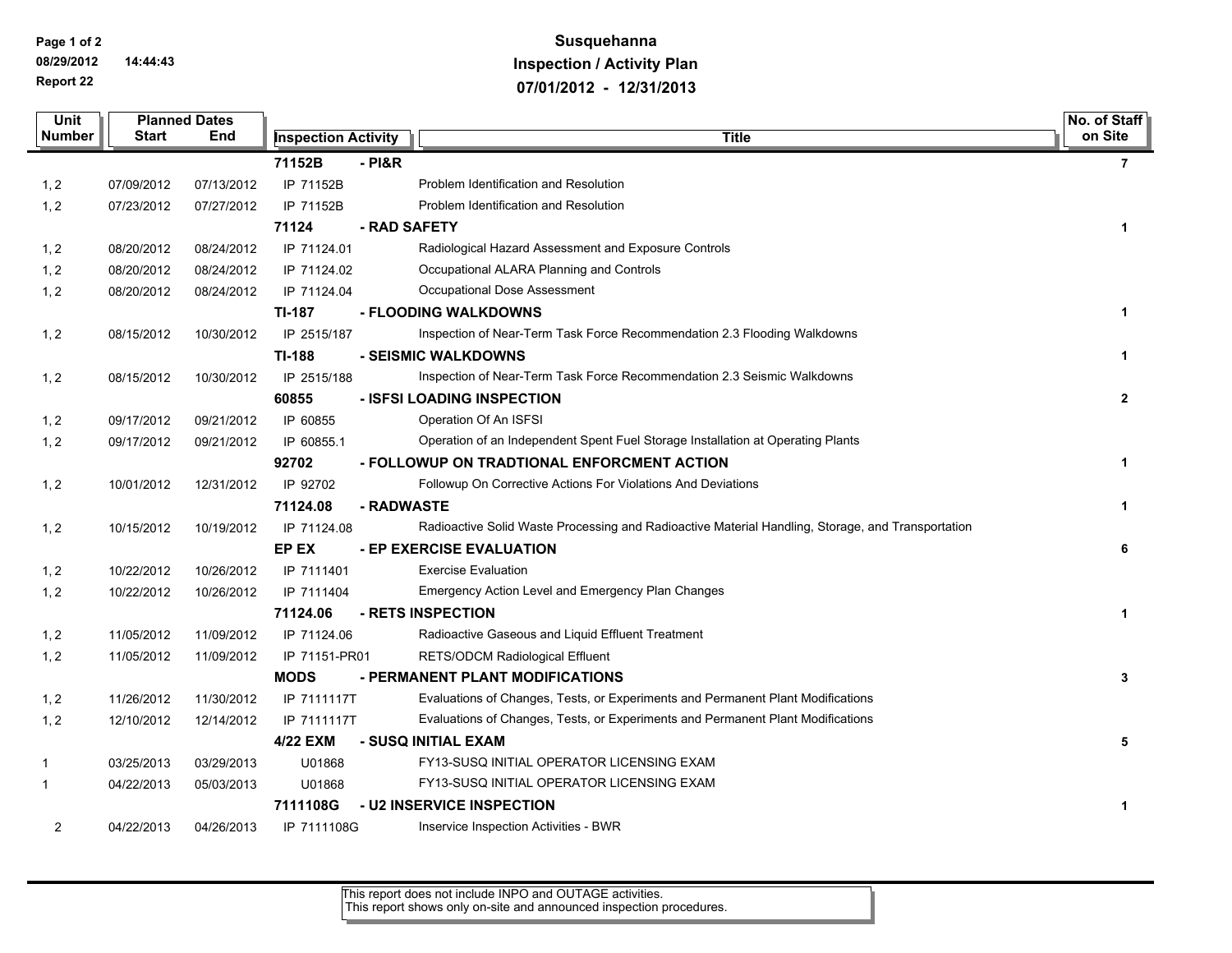# Susquehanna
## Inspection / Activity Plan
## 07/01/2012 - 12/31/2013

Page 1 of 2
08/29/2012 14:44:43
Report 22

| Unit Number | Planned Dates Start | Planned Dates End | Inspection Activity | Title | No. of Staff on Site |
|---|---|---|---|---|---|
| | | | **71152B** | **- PI&R** | **7** |
| 1, 2 | 07/09/2012 | 07/13/2012 | IP 71152B | Problem Identification and Resolution | |
| 1, 2 | 07/23/2012 | 07/27/2012 | IP 71152B | Problem Identification and Resolution | |
| | | | **71124** | **- RAD SAFETY** | **1** |
| 1, 2 | 08/20/2012 | 08/24/2012 | IP 71124.01 | Radiological Hazard Assessment and Exposure Controls | |
| 1, 2 | 08/20/2012 | 08/24/2012 | IP 71124.02 | Occupational ALARA Planning and Controls | |
| 1, 2 | 08/20/2012 | 08/24/2012 | IP 71124.04 | Occupational Dose Assessment | |
| | | | **TI-187** | **- FLOODING WALKDOWNS** | **1** |
| 1, 2 | 08/15/2012 | 10/30/2012 | IP 2515/187 | Inspection of Near-Term Task Force Recommendation 2.3 Flooding Walkdowns | |
| | | | **TI-188** | **- SEISMIC WALKDOWNS** | **1** |
| 1, 2 | 08/15/2012 | 10/30/2012 | IP 2515/188 | Inspection of Near-Term Task Force Recommendation 2.3 Seismic Walkdowns | |
| | | | **60855** | **- ISFSI LOADING INSPECTION** | **2** |
| 1, 2 | 09/17/2012 | 09/21/2012 | IP 60855 | Operation Of An ISFSI | |
| 1, 2 | 09/17/2012 | 09/21/2012 | IP 60855.1 | Operation of an Independent Spent Fuel Storage Installation at Operating Plants | |
| | | | **92702** | **- FOLLOWUP ON TRADTIONAL ENFORCMENT ACTION** | **1** |
| 1, 2 | 10/01/2012 | 12/31/2012 | IP 92702 | Followup On Corrective Actions For Violations And Deviations | |
| | | | **71124.08** | **- RADWASTE** | **1** |
| 1, 2 | 10/15/2012 | 10/19/2012 | IP 71124.08 | Radioactive Solid Waste Processing and Radioactive Material Handling, Storage, and Transportation | |
| | | | **EP EX** | **- EP EXERCISE EVALUATION** | **6** |
| 1, 2 | 10/22/2012 | 10/26/2012 | IP 7111401 | Exercise Evaluation | |
| 1, 2 | 10/22/2012 | 10/26/2012 | IP 7111404 | Emergency Action Level and Emergency Plan Changes | |
| | | | **71124.06** | **- RETS INSPECTION** | **1** |
| 1, 2 | 11/05/2012 | 11/09/2012 | IP 71124.06 | Radioactive Gaseous and Liquid Effluent Treatment | |
| 1, 2 | 11/05/2012 | 11/09/2012 | IP 71151-PR01 | RETS/ODCM Radiological Effluent | |
| | | | **MODS** | **- PERMANENT PLANT MODIFICATIONS** | **3** |
| 1, 2 | 11/26/2012 | 11/30/2012 | IP 7111117T | Evaluations of Changes, Tests, or Experiments and Permanent Plant Modifications | |
| 1, 2 | 12/10/2012 | 12/14/2012 | IP 7111117T | Evaluations of Changes, Tests, or Experiments and Permanent Plant Modifications | |
| | | | **4/22 EXM** | **- SUSQ INITIAL EXAM** | **5** |
| 1 | 03/25/2013 | 03/29/2013 | U01868 | FY13-SUSQ INITIAL OPERATOR LICENSING EXAM | |
| 1 | 04/22/2013 | 05/03/2013 | U01868 | FY13-SUSQ INITIAL OPERATOR LICENSING EXAM | |
| | | | **7111108G** | **- U2 INSERVICE INSPECTION** | **1** |
| 2 | 04/22/2013 | 04/26/2013 | IP 7111108G | Inservice Inspection Activities - BWR | |

This report does not include INPO and OUTAGE activities.
This report shows only on-site and announced inspection procedures.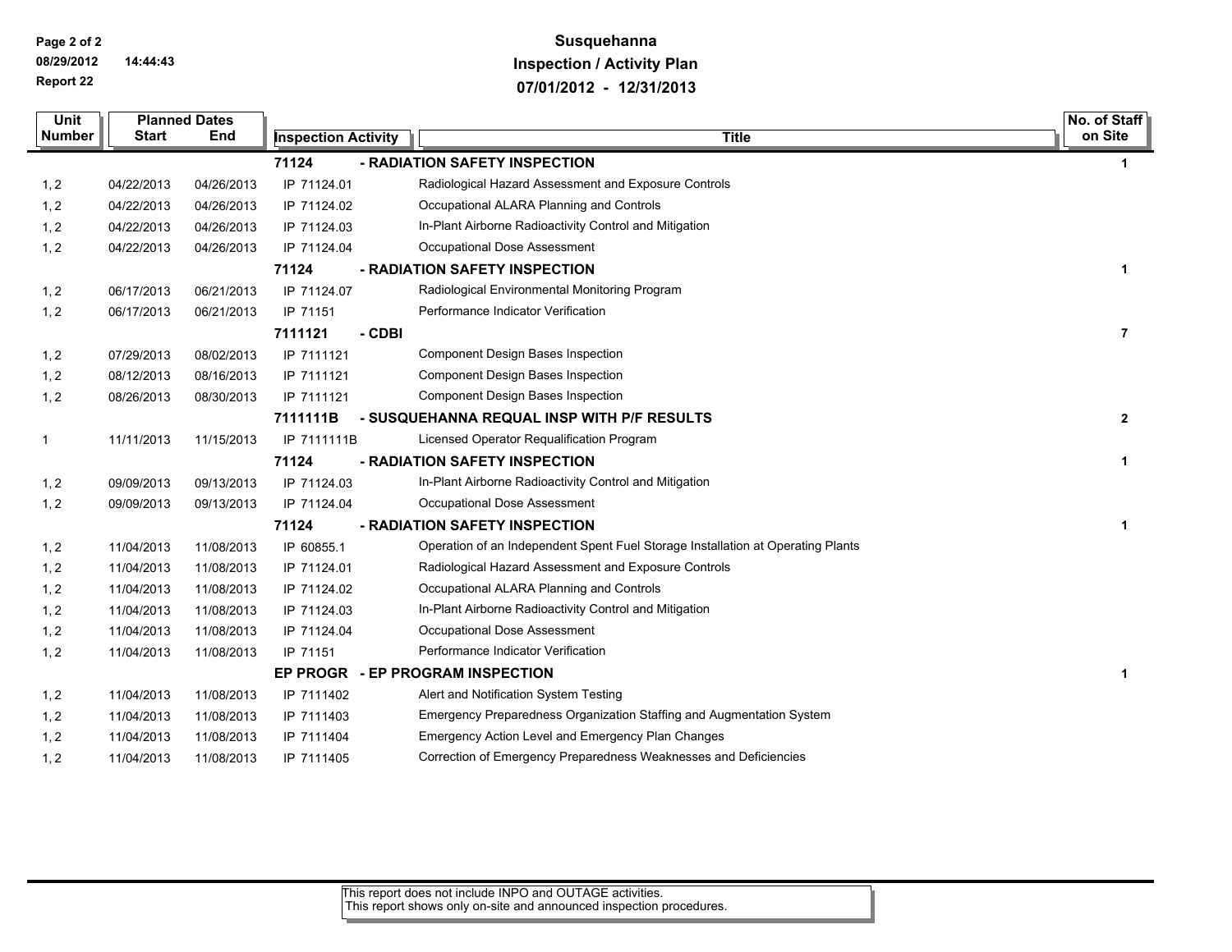# Susquehanna
## Inspection / Activity Plan
## 07/01/2012 - 12/31/2013

| Unit Number | Planned Dates Start | End | Inspection Activity | Title | No. of Staff on Site |
|---|---|---|---|---|---|
| | | | **71124** | **- RADIATION SAFETY INSPECTION** | **1** |
| 1, 2 | 04/22/2013 | 04/26/2013 | IP 71124.01 | Radiological Hazard Assessment and Exposure Controls | |
| 1, 2 | 04/22/2013 | 04/26/2013 | IP 71124.02 | Occupational ALARA Planning and Controls | |
| 1, 2 | 04/22/2013 | 04/26/2013 | IP 71124.03 | In-Plant Airborne Radioactivity Control and Mitigation | |
| 1, 2 | 04/22/2013 | 04/26/2013 | IP 71124.04 | Occupational Dose Assessment | |
| | | | **71124** | **- RADIATION SAFETY INSPECTION** | **1** |
| 1, 2 | 06/17/2013 | 06/21/2013 | IP 71124.07 | Radiological Environmental Monitoring Program | |
| 1, 2 | 06/17/2013 | 06/21/2013 | IP 71151 | Performance Indicator Verification | |
| | | | **7111121** | **- CDBI** | **7** |
| 1, 2 | 07/29/2013 | 08/02/2013 | IP 7111121 | Component Design Bases Inspection | |
| 1, 2 | 08/12/2013 | 08/16/2013 | IP 7111121 | Component Design Bases Inspection | |
| 1, 2 | 08/26/2013 | 08/30/2013 | IP 7111121 | Component Design Bases Inspection | |
| | | | **7111111B** | **- SUSQUEHANNA REQUAL INSP WITH P/F RESULTS** | **2** |
| 1 | 11/11/2013 | 11/15/2013 | IP 7111111B | Licensed Operator Requalification Program | |
| | | | **71124** | **- RADIATION SAFETY INSPECTION** | **1** |
| 1, 2 | 09/09/2013 | 09/13/2013 | IP 71124.03 | In-Plant Airborne Radioactivity Control and Mitigation | |
| 1, 2 | 09/09/2013 | 09/13/2013 | IP 71124.04 | Occupational Dose Assessment | |
| | | | **71124** | **- RADIATION SAFETY INSPECTION** | **1** |
| 1, 2 | 11/04/2013 | 11/08/2013 | IP 60855.1 | Operation of an Independent Spent Fuel Storage Installation at Operating Plants | |
| 1, 2 | 11/04/2013 | 11/08/2013 | IP 71124.01 | Radiological Hazard Assessment and Exposure Controls | |
| 1, 2 | 11/04/2013 | 11/08/2013 | IP 71124.02 | Occupational ALARA Planning and Controls | |
| 1, 2 | 11/04/2013 | 11/08/2013 | IP 71124.03 | In-Plant Airborne Radioactivity Control and Mitigation | |
| 1, 2 | 11/04/2013 | 11/08/2013 | IP 71124.04 | Occupational Dose Assessment | |
| 1, 2 | 11/04/2013 | 11/08/2013 | IP 71151 | Performance Indicator Verification | |
| | | | **EP PROGR** | **- EP PROGRAM INSPECTION** | **1** |
| 1, 2 | 11/04/2013 | 11/08/2013 | IP 7111402 | Alert and Notification System Testing | |
| 1, 2 | 11/04/2013 | 11/08/2013 | IP 7111403 | Emergency Preparedness Organization Staffing and Augmentation System | |
| 1, 2 | 11/04/2013 | 11/08/2013 | IP 7111404 | Emergency Action Level and Emergency Plan Changes | |
| 1, 2 | 11/04/2013 | 11/08/2013 | IP 7111405 | Correction of Emergency Preparedness Weaknesses and Deficiencies | |

This report does not include INPO and OUTAGE activities.
This report shows only on-site and announced inspection procedures.